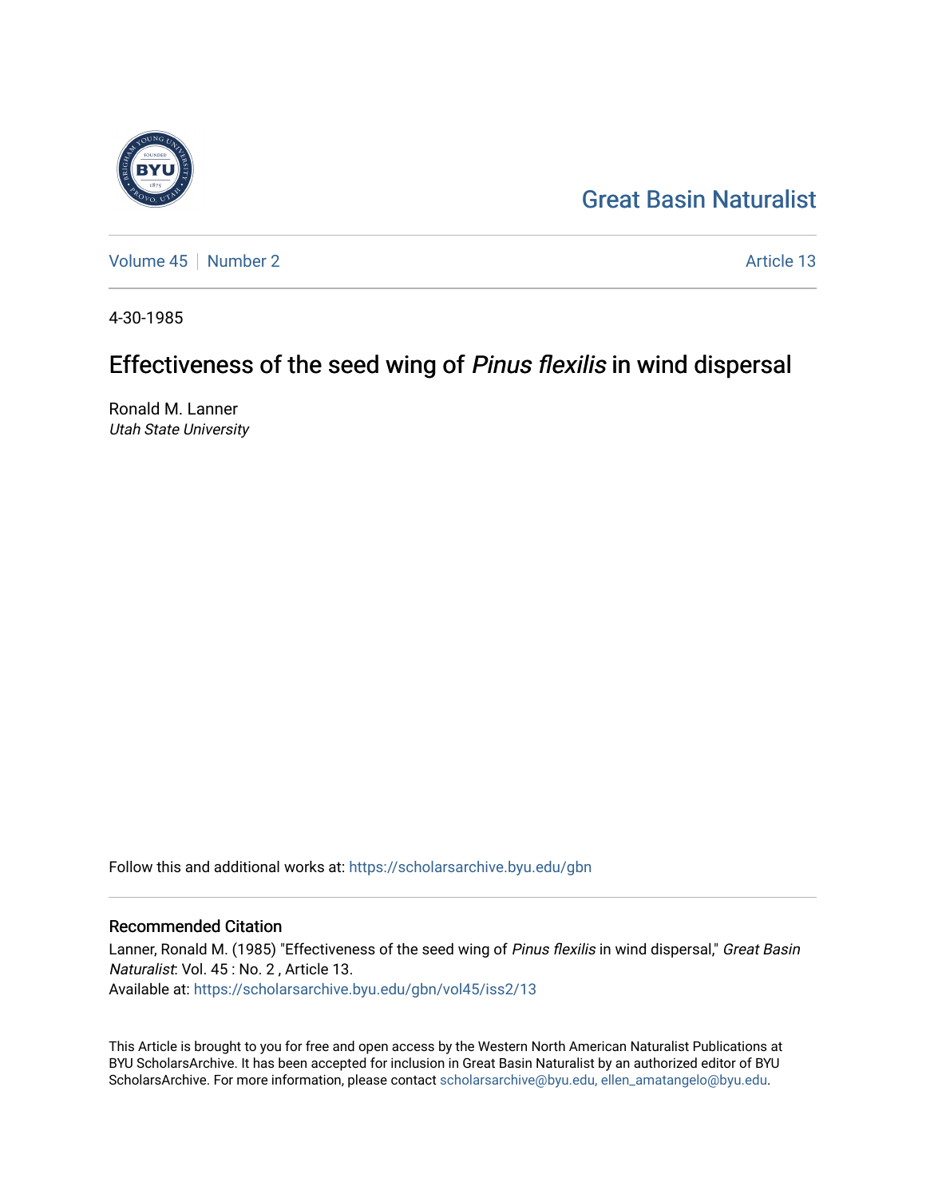Great Basin Naturalist

Volume 45 | Number 2 — Article 13

4-30-1985

# Effectiveness of the seed wing of *Pinus flexilis* in wind dispersal

Ronald M. Lanner
*Utah State University*

Follow this and additional works at: https://scholarsarchive.byu.edu/gbn

## Recommended Citation

Lanner, Ronald M. (1985) "Effectiveness of the seed wing of *Pinus flexilis* in wind dispersal," *Great Basin Naturalist*: Vol. 45 : No. 2 , Article 13.
Available at: https://scholarsarchive.byu.edu/gbn/vol45/iss2/13

This Article is brought to you for free and open access by the Western North American Naturalist Publications at BYU ScholarsArchive. It has been accepted for inclusion in Great Basin Naturalist by an authorized editor of BYU ScholarsArchive. For more information, please contact scholarsarchive@byu.edu, ellen_amatangelo@byu.edu.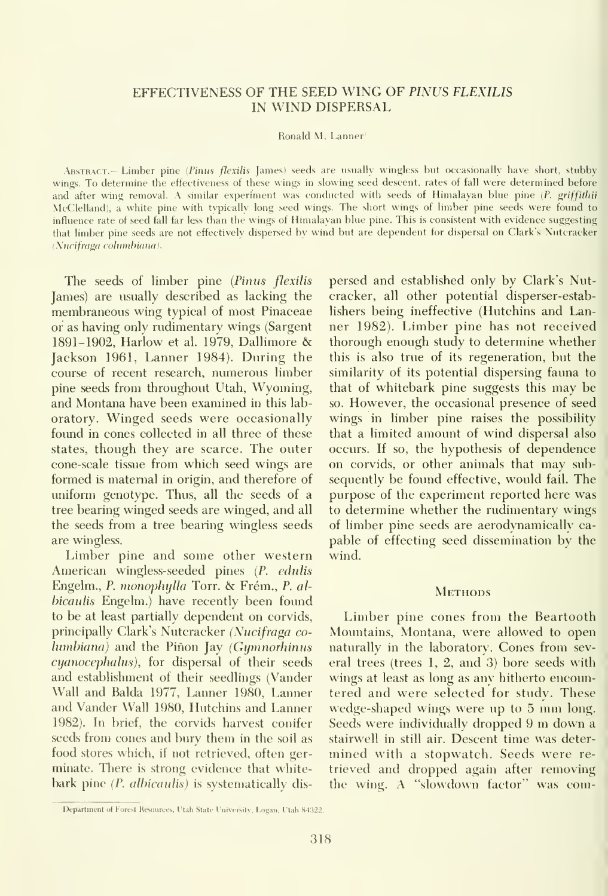# EFFECTIVENESS OF THE SEED WING OF *PINUS FLEXILIS* IN WIND DISPERSAL

Ronald M. Lanner[1]

ABSTRACT.— Limber pine (*Pinus flexilis* James) seeds are usually wingless but occasionally have short, stubby wings. To determine the effectiveness of these wings in slowing seed descent, rates of fall were determined before and after wing removal. A similar experiment was conducted with seeds of Himalayan blue pine (*P. griffithii* McClelland), a white pine with typically long seed wings. The short wings of limber pine seeds were found to influence rate of seed fall far less than the wings of Himalayan blue pine. This is consistent with evidence suggesting that limber pine seeds are not effectively dispersed by wind but are dependent for dispersal on Clark's Nutcracker (*Nucifraga columbiana*).

The seeds of limber pine (*Pinus flexilis* James) are usually described as lacking the membraneous wing typical of most Pinaceae or as having only rudimentary wings (Sargent 1891–1902, Harlow et al. 1979, Dallimore & Jackson 1961, Lanner 1984). During the course of recent research, numerous limber pine seeds from throughout Utah, Wyoming, and Montana have been examined in this laboratory. Winged seeds were occasionally found in cones collected in all three of these states, though they are scarce. The outer cone-scale tissue from which seed wings are formed is maternal in origin, and therefore of uniform genotype. Thus, all the seeds of a tree bearing winged seeds are winged, and all the seeds from a tree bearing wingless seeds are wingless.

Limber pine and some other western American wingless-seeded pines (*P. edulis* Engelm., *P. monophylla* Torr. & Frém., *P. albicaulis* Engelm.) have recently been found to be at least partially dependent on corvids, principally Clark's Nutcracker (*Nucifraga columbiana*) and the Piñon Jay (*Gymnorhinus cyanocephalus*), for dispersal of their seeds and establishment of their seedlings (Vander Wall and Balda 1977, Lanner 1980, Lanner and Vander Wall 1980, Hutchins and Lanner 1982). In brief, the corvids harvest conifer seeds from cones and bury them in the soil as food stores which, if not retrieved, often germinate. There is strong evidence that whitebark pine (*P. albicaulis*) is systematically dispersed and established only by Clark's Nutcracker, all other potential disperser-establishers being ineffective (Hutchins and Lanner 1982). Limber pine has not received thorough enough study to determine whether this is also true of its regeneration, but the similarity of its potential dispersing fauna to that of whitebark pine suggests this may be so. However, the occasional presence of seed wings in limber pine raises the possibility that a limited amount of wind dispersal also occurs. If so, the hypothesis of dependence on corvids, or other animals that may subsequently be found effective, would fail. The purpose of the experiment reported here was to determine whether the rudimentary wings of limber pine seeds are aerodynamically capable of effecting seed dissemination by the wind.

## METHODS

Limber pine cones from the Beartooth Mountains, Montana, were allowed to open naturally in the laboratory. Cones from several trees (trees 1, 2, and 3) bore seeds with wings at least as long as any hitherto encountered and were selected for study. These wedge-shaped wings were up to 5 mm long. Seeds were individually dropped 9 m down a stairwell in still air. Descent time was determined with a stopwatch. Seeds were retrieved and dropped again after removing the wing. A "slowdown factor" was com-

[1] Department of Forest Resources, Utah State University, Logan, Utah 84322.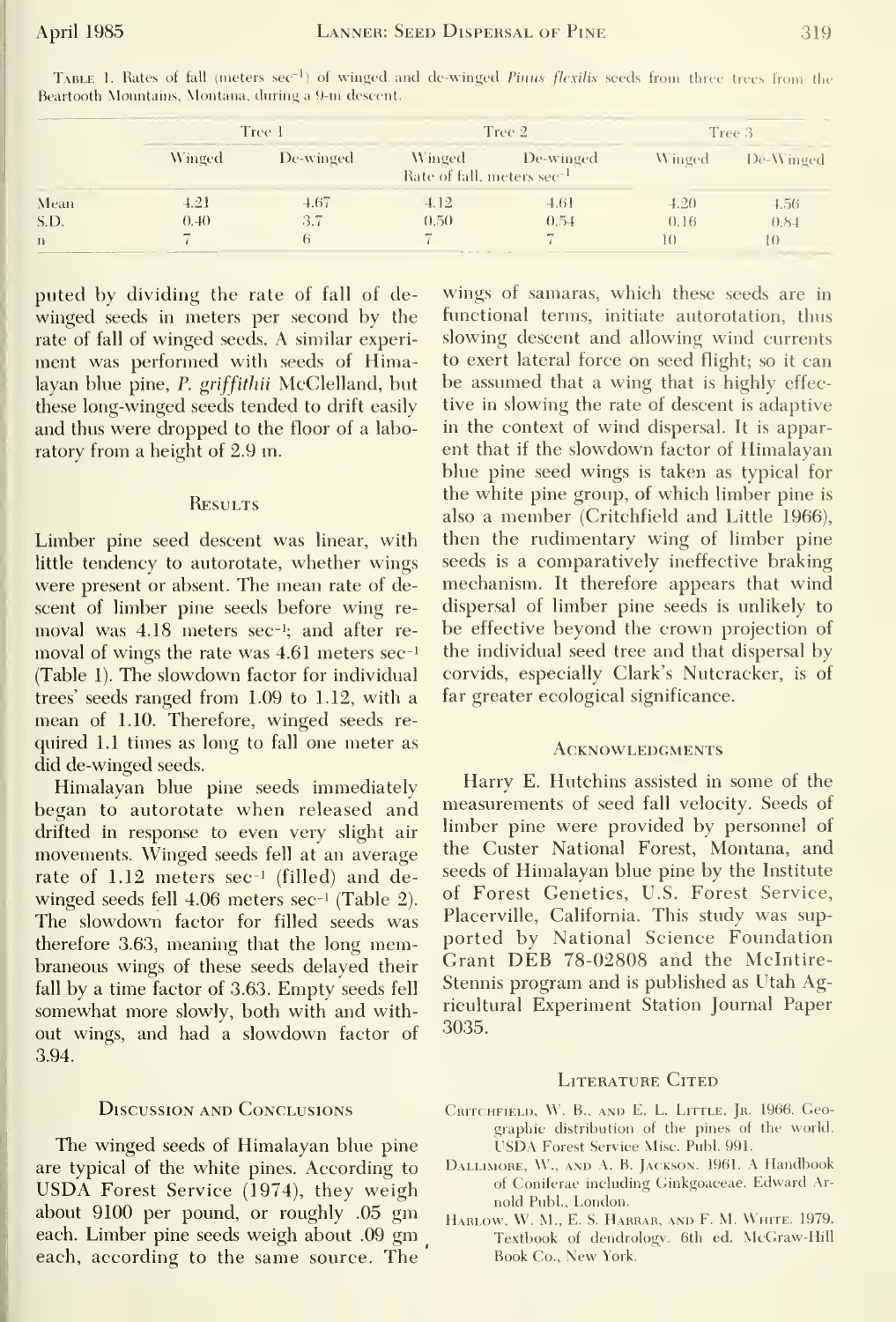Table 1. Rates of fall (meters $sec^{-1}$) of winged and de-winged *Pinus flexilis* seeds from three trees from the Beartooth Mountains, Montana, during a 9-m descent.

| | Tree 1 | | Tree 2 | | Tree 3 | |
|---|---|---|---|---|---|---|
| | Winged | De-winged | Winged | De-winged | Winged | De-Winged |
| | Rate of fall, meters $sec^{-1}$ | | | | | |
| Mean | 4.21 | 4.67 | 4.12 | 4.61 | 4.20 | 4.56 |
| S.D. | 0.40 | 3.7 | 0.50 | 0.54 | 0.16 | 0.84 |
| n | 7 | 6 | 7 | 7 | 10 | 10 |

puted by dividing the rate of fall of de-winged seeds in meters per second by the rate of fall of winged seeds. A similar experiment was performed with seeds of Himalayan blue pine, *P. griffithii* McClelland, but these long-winged seeds tended to drift easily and thus were dropped to the floor of a laboratory from a height of 2.9 m.

## Results

Limber pine seed descent was linear, with little tendency to autorotate, whether wings were present or absent. The mean rate of descent of limber pine seeds before wing removal was 4.18 meters $sec^{-1}$; and after removal of wings the rate was 4.61 meters $sec^{-1}$ (Table 1). The slowdown factor for individual trees' seeds ranged from 1.09 to 1.12, with a mean of 1.10. Therefore, winged seeds required 1.1 times as long to fall one meter as did de-winged seeds.

Himalayan blue pine seeds immediately began to autorotate when released and drifted in response to even very slight air movements. Winged seeds fell at an average rate of 1.12 meters $sec^{-1}$ (filled) and de-winged seeds fell 4.06 meters $sec^{-1}$ (Table 2). The slowdown factor for filled seeds was therefore 3.63, meaning that the long membraneous wings of these seeds delayed their fall by a time factor of 3.63. Empty seeds fell somewhat more slowly, both with and without wings, and had a slowdown factor of 3.94.

## Discussion and Conclusions

The winged seeds of Himalayan blue pine are typical of the white pines. According to USDA Forest Service (1974), they weigh about 9100 per pound, or roughly .05 gm each. Limber pine seeds weigh about .09 gm each, according to the same source. The wings of samaras, which these seeds are in functional terms, initiate autorotation, thus slowing descent and allowing wind currents to exert lateral force on seed flight; so it can be assumed that a wing that is highly effective in slowing the rate of descent is adaptive in the context of wind dispersal. It is apparent that if the slowdown factor of Himalayan blue pine seed wings is taken as typical for the white pine group, of which limber pine is also a member (Critchfield and Little 1966), then the rudimentary wing of limber pine seeds is a comparatively ineffective braking mechanism. It therefore appears that wind dispersal of limber pine seeds is unlikely to be effective beyond the crown projection of the individual seed tree and that dispersal by corvids, especially Clark's Nutcracker, is of far greater ecological significance.

## Acknowledgments

Harry E. Hutchins assisted in some of the measurements of seed fall velocity. Seeds of limber pine were provided by personnel of the Custer National Forest, Montana, and seeds of Himalayan blue pine by the Institute of Forest Genetics, U.S. Forest Service, Placerville, California. This study was supported by National Science Foundation Grant DEB 78-02808 and the McIntire-Stennis program and is published as Utah Agricultural Experiment Station Journal Paper 3035.

## Literature Cited

Critchfield, W. B., and E. L. Little, Jr. 1966. Geographic distribution of the pines of the world. USDA Forest Service Misc. Publ. 991.

Dallimore, W., and A. B. Jackson. 1961. A Handbook of Coniferae including Ginkgoaceae. Edward Arnold Publ., London.

Harlow, W. M., E. S. Harrar, and F. M. White. 1979. Textbook of dendrology. 6th ed. McGraw-Hill Book Co., New York.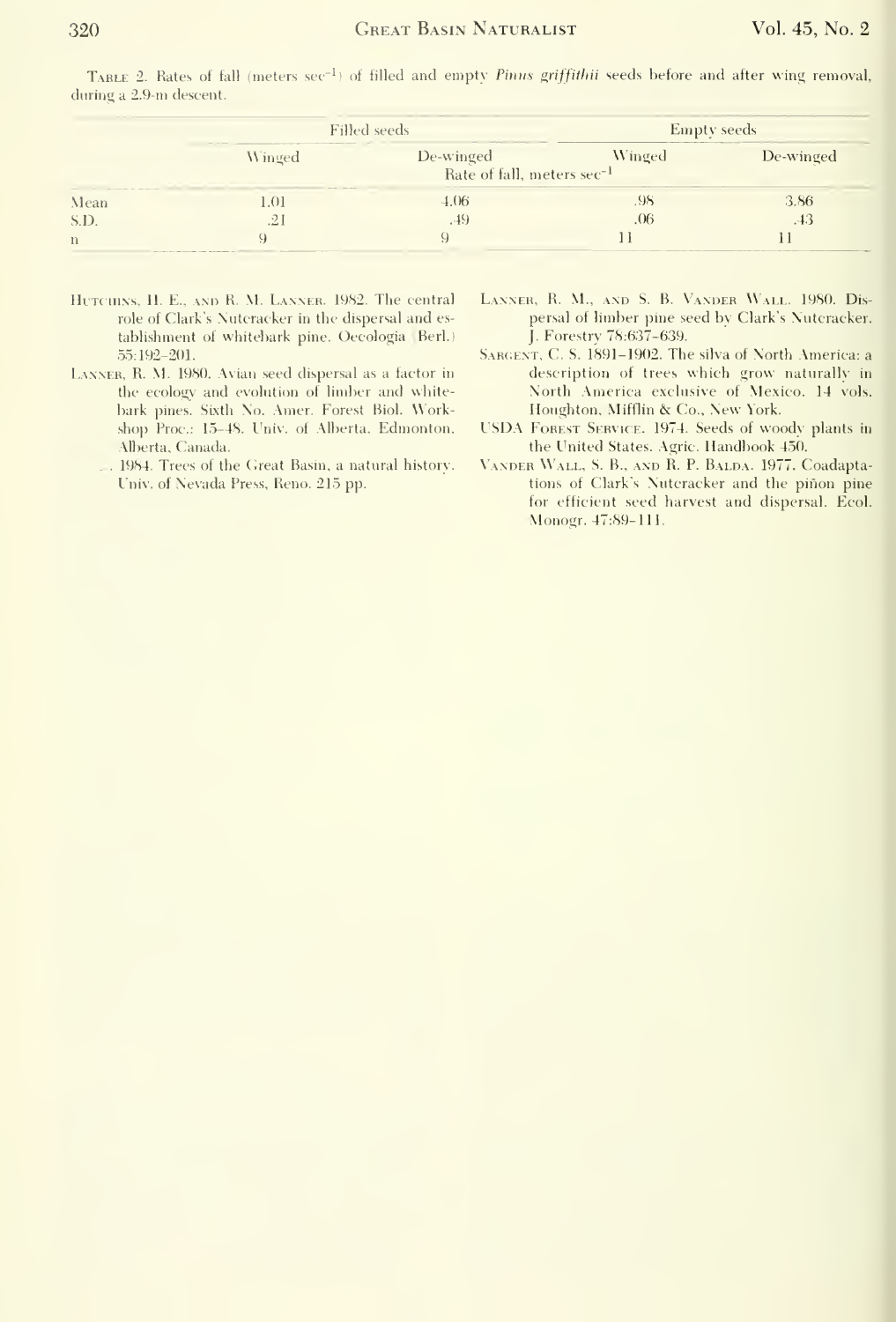Table 2. Rates of fall (meters $sec^{-1}$) of filled and empty *Pinus griffithii* seeds before and after wing removal, during a 2.9-m descent.

| | Filled seeds | | Empty seeds | |
|---|---|---|---|---|
| | Winged | De-winged | Winged | De-winged |
| | Rate of fall, meters $sec^{-1}$ | | | |
| Mean | 1.01 | 4.06 | .98 | 3.86 |
| S.D. | .21 | .49 | .06 | .43 |
| n | 9 | 9 | 11 | 11 |

Hutchins, H. E., and R. M. Lanner. 1982. The central role of Clark's Nutcracker in the dispersal and establishment of whitebark pine. Oecologia (Berl.) 55:192–201.

Lanner, R. M. 1980. Avian seed dispersal as a factor in the ecology and evolution of limber and whitebark pines. Sixth No. Amer. Forest Biol. Workshop Proc.: 15–48. Univ. of Alberta, Edmonton, Alberta, Canada.

———. 1984. Trees of the Great Basin, a natural history. Univ. of Nevada Press, Reno. 215 pp.

Lanner, R. M., and S. B. Vander Wall. 1980. Dispersal of limber pine seed by Clark's Nutcracker. J. Forestry 78:637–639.

Sargent, C. S. 1891–1902. The silva of North America: a description of trees which grow naturally in North America exclusive of Mexico. 14 vols. Houghton, Mifflin & Co., New York.

USDA Forest Service. 1974. Seeds of woody plants in the United States. Agric. Handbook 450.

Vander Wall, S. B., and R. P. Balda. 1977. Coadaptations of Clark's Nutcracker and the piñon pine for efficient seed harvest and dispersal. Ecol. Monogr. 47:89–111.